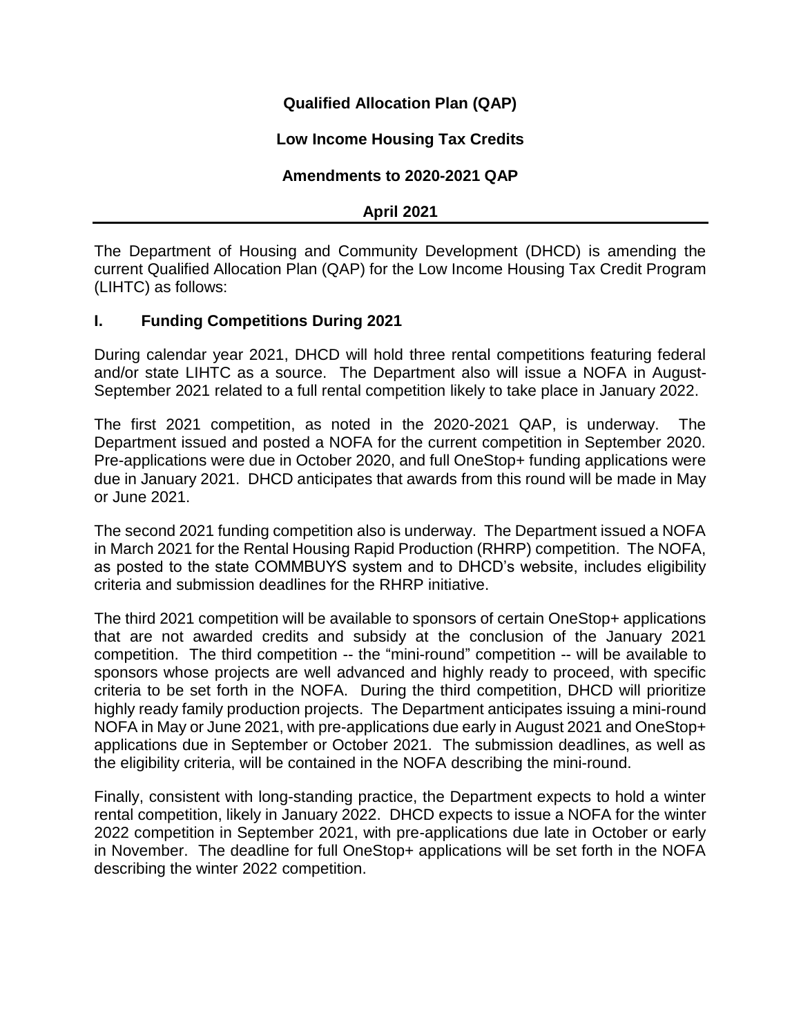# Qualified Allocation Plan (QAP)

## Low Income Housing Tax Credits

## Amendments to 2020-2021 QAP

## April 2021

---

The Department of Housing and Community Development (DHCD) is amending the current Qualified Allocation Plan (QAP) for the Low Income Housing Tax Credit Program (LIHTC) as follows:

## I. Funding Competitions During 2021

During calendar year 2021, DHCD will hold three rental competitions featuring federal and/or state LIHTC as a source. The Department also will issue a NOFA in August-September 2021 related to a full rental competition likely to take place in January 2022.

The first 2021 competition, as noted in the 2020-2021 QAP, is underway. The Department issued and posted a NOFA for the current competition in September 2020. Pre-applications were due in October 2020, and full OneStop+ funding applications were due in January 2021. DHCD anticipates that awards from this round will be made in May or June 2021.

The second 2021 funding competition also is underway. The Department issued a NOFA in March 2021 for the Rental Housing Rapid Production (RHRP) competition. The NOFA, as posted to the state COMMBUYS system and to DHCD's website, includes eligibility criteria and submission deadlines for the RHRP initiative.

The third 2021 competition will be available to sponsors of certain OneStop+ applications that are not awarded credits and subsidy at the conclusion of the January 2021 competition. The third competition -- the "mini-round" competition -- will be available to sponsors whose projects are well advanced and highly ready to proceed, with specific criteria to be set forth in the NOFA. During the third competition, DHCD will prioritize highly ready family production projects. The Department anticipates issuing a mini-round NOFA in May or June 2021, with pre-applications due early in August 2021 and OneStop+ applications due in September or October 2021. The submission deadlines, as well as the eligibility criteria, will be contained in the NOFA describing the mini-round.

Finally, consistent with long-standing practice, the Department expects to hold a winter rental competition, likely in January 2022. DHCD expects to issue a NOFA for the winter 2022 competition in September 2021, with pre-applications due late in October or early in November. The deadline for full OneStop+ applications will be set forth in the NOFA describing the winter 2022 competition.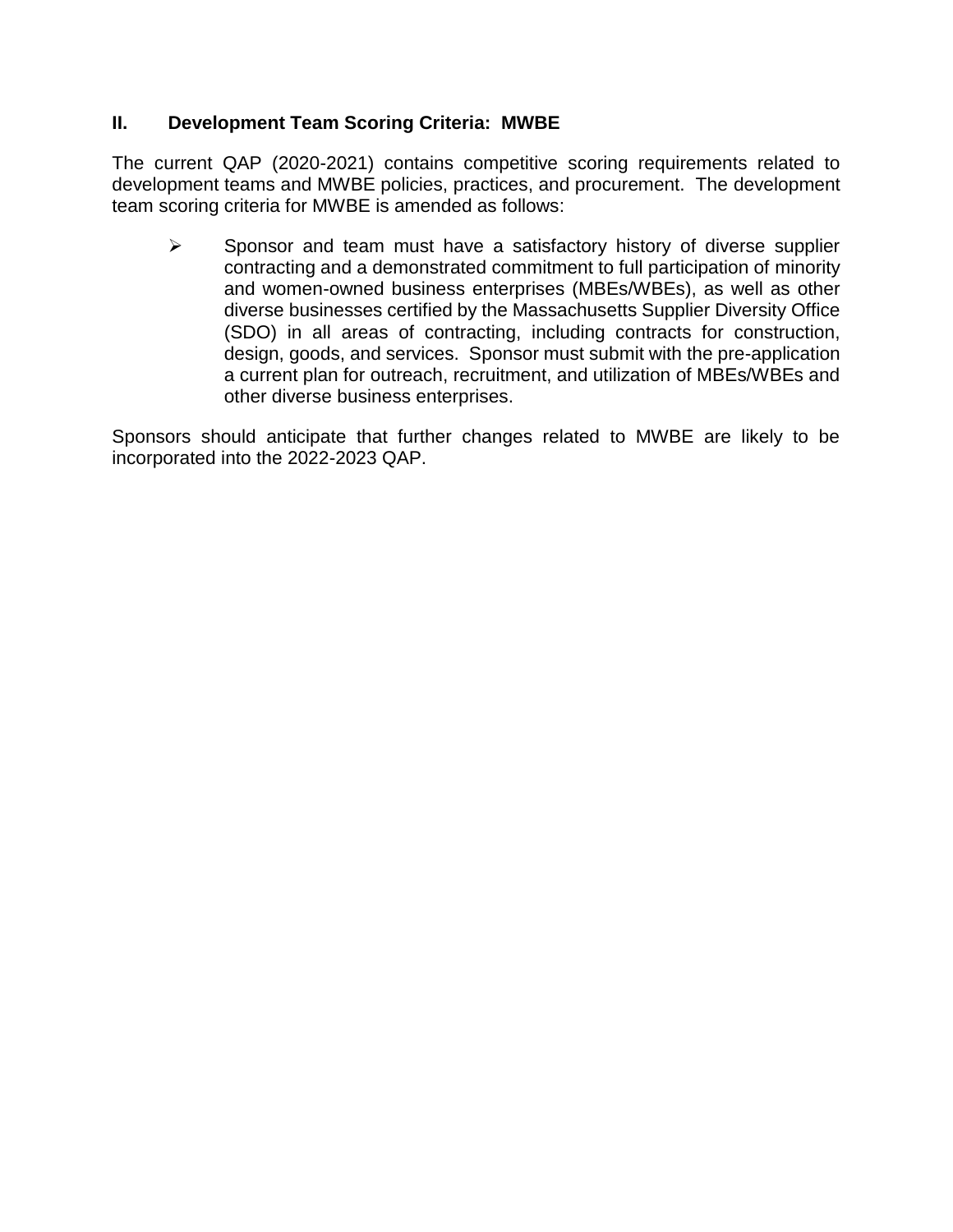## II. Development Team Scoring Criteria: MWBE

The current QAP (2020-2021) contains competitive scoring requirements related to development teams and MWBE policies, practices, and procurement. The development team scoring criteria for MWBE is amended as follows:

- Sponsor and team must have a satisfactory history of diverse supplier contracting and a demonstrated commitment to full participation of minority and women-owned business enterprises (MBEs/WBEs), as well as other diverse businesses certified by the Massachusetts Supplier Diversity Office (SDO) in all areas of contracting, including contracts for construction, design, goods, and services. Sponsor must submit with the pre-application a current plan for outreach, recruitment, and utilization of MBEs/WBEs and other diverse business enterprises.

Sponsors should anticipate that further changes related to MWBE are likely to be incorporated into the 2022-2023 QAP.